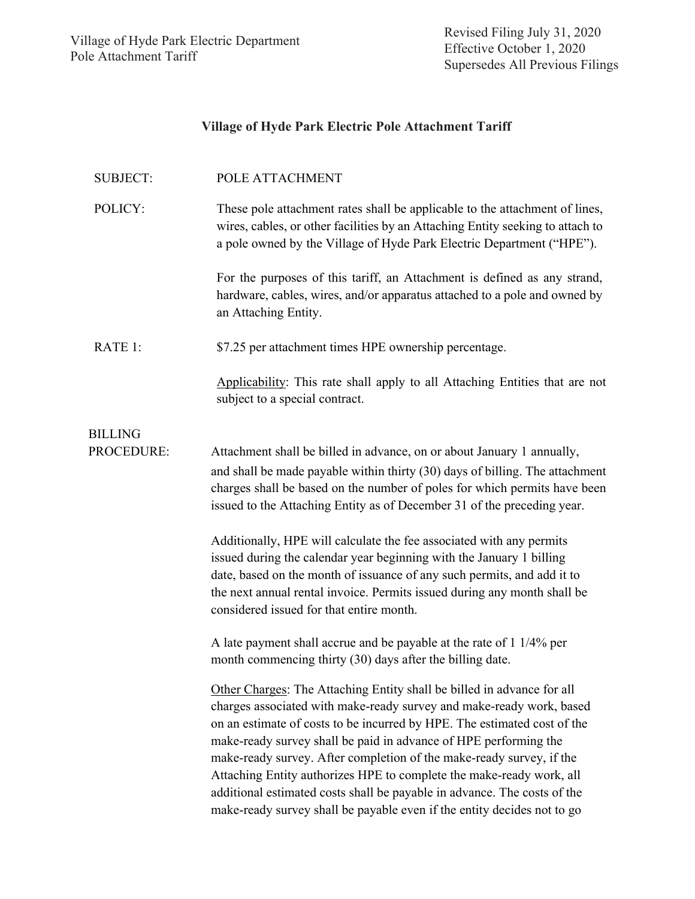Village of Hyde Park Electric Department
Pole Attachment Tariff

Revised Filing July 31, 2020
Effective October 1, 2020
Supersedes All Previous Filings

## Village of Hyde Park Electric Pole Attachment Tariff

**SUBJECT:** POLE ATTACHMENT

**POLICY:** These pole attachment rates shall be applicable to the attachment of lines, wires, cables, or other facilities by an Attaching Entity seeking to attach to a pole owned by the Village of Hyde Park Electric Department ("HPE").

For the purposes of this tariff, an Attachment is defined as any strand, hardware, cables, wires, and/or apparatus attached to a pole and owned by an Attaching Entity.

**RATE 1:** $7.25 per attachment times HPE ownership percentage.

Applicability: This rate shall apply to all Attaching Entities that are not subject to a special contract.

**BILLING PROCEDURE:** Attachment shall be billed in advance, on or about January 1 annually, and shall be made payable within thirty (30) days of billing. The attachment charges shall be based on the number of poles for which permits have been issued to the Attaching Entity as of December 31 of the preceding year.

Additionally, HPE will calculate the fee associated with any permits issued during the calendar year beginning with the January 1 billing date, based on the month of issuance of any such permits, and add it to the next annual rental invoice. Permits issued during any month shall be considered issued for that entire month.

A late payment shall accrue and be payable at the rate of 1 1/4% per month commencing thirty (30) days after the billing date.

Other Charges: The Attaching Entity shall be billed in advance for all charges associated with make-ready survey and make-ready work, based on an estimate of costs to be incurred by HPE. The estimated cost of the make-ready survey shall be paid in advance of HPE performing the make-ready survey. After completion of the make-ready survey, if the Attaching Entity authorizes HPE to complete the make-ready work, all additional estimated costs shall be payable in advance. The costs of the make-ready survey shall be payable even if the entity decides not to go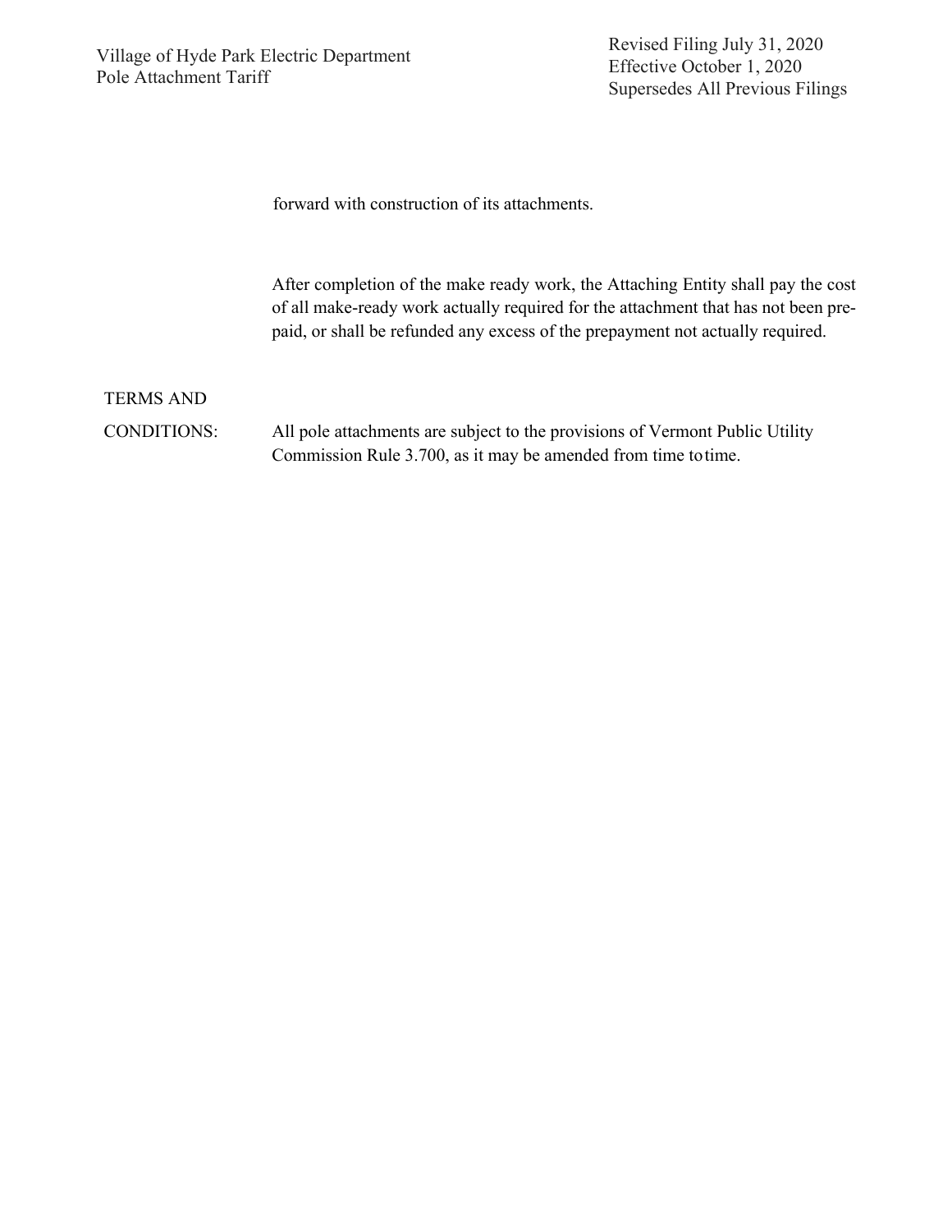forward with construction of its attachments.

After completion of the make ready work, the Attaching Entity shall pay the cost of all make-ready work actually required for the attachment that has not been pre-paid, or shall be refunded any excess of the prepayment not actually required.

**TERMS AND CONDITIONS:** All pole attachments are subject to the provisions of Vermont Public Utility Commission Rule 3.700, as it may be amended from time to time.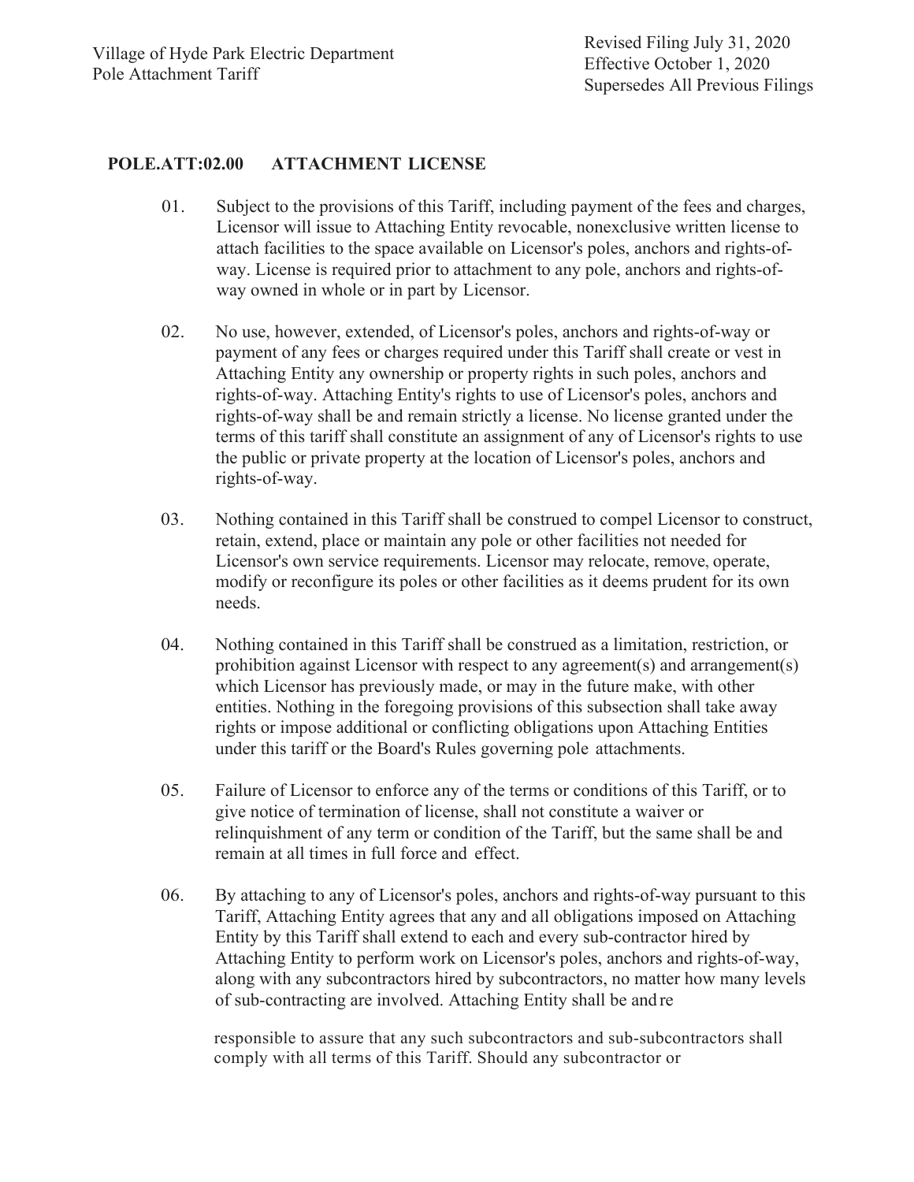## POLE.ATT:02.00 ATTACHMENT LICENSE

01. Subject to the provisions of this Tariff, including payment of the fees and charges, Licensor will issue to Attaching Entity revocable, nonexclusive written license to attach facilities to the space available on Licensor's poles, anchors and rights-of-way. License is required prior to attachment to any pole, anchors and rights-of-way owned in whole or in part by Licensor.

02. No use, however, extended, of Licensor's poles, anchors and rights-of-way or payment of any fees or charges required under this Tariff shall create or vest in Attaching Entity any ownership or property rights in such poles, anchors and rights-of-way. Attaching Entity's rights to use of Licensor's poles, anchors and rights-of-way shall be and remain strictly a license. No license granted under the terms of this tariff shall constitute an assignment of any of Licensor's rights to use the public or private property at the location of Licensor's poles, anchors and rights-of-way.

03. Nothing contained in this Tariff shall be construed to compel Licensor to construct, retain, extend, place or maintain any pole or other facilities not needed for Licensor's own service requirements. Licensor may relocate, remove, operate, modify or reconfigure its poles or other facilities as it deems prudent for its own needs.

04. Nothing contained in this Tariff shall be construed as a limitation, restriction, or prohibition against Licensor with respect to any agreement(s) and arrangement(s) which Licensor has previously made, or may in the future make, with other entities. Nothing in the foregoing provisions of this subsection shall take away rights or impose additional or conflicting obligations upon Attaching Entities under this tariff or the Board's Rules governing pole attachments.

05. Failure of Licensor to enforce any of the terms or conditions of this Tariff, or to give notice of termination of license, shall not constitute a waiver or relinquishment of any term or condition of the Tariff, but the same shall be and remain at all times in full force and effect.

06. By attaching to any of Licensor's poles, anchors and rights-of-way pursuant to this Tariff, Attaching Entity agrees that any and all obligations imposed on Attaching Entity by this Tariff shall extend to each and every sub-contractor hired by Attaching Entity to perform work on Licensor's poles, anchors and rights-of-way, along with any subcontractors hired by subcontractors, no matter how many levels of sub-contracting are involved. Attaching Entity shall be and re

responsible to assure that any such subcontractors and sub-subcontractors shall comply with all terms of this Tariff. Should any subcontractor or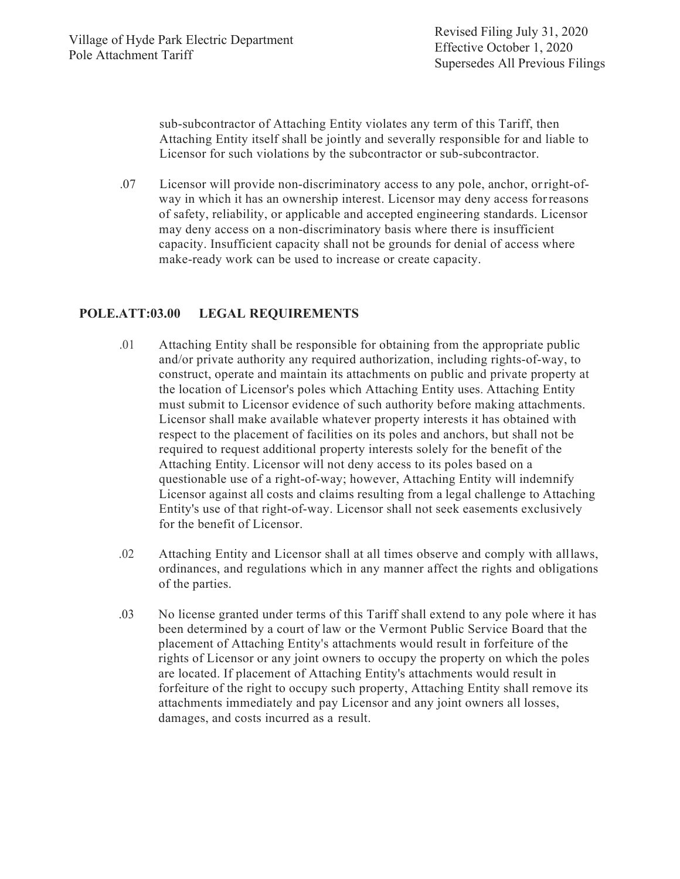sub-subcontractor of Attaching Entity violates any term of this Tariff, then Attaching Entity itself shall be jointly and severally responsible for and liable to Licensor for such violations by the subcontractor or sub-subcontractor.

.07 Licensor will provide non-discriminatory access to any pole, anchor, or right-of-way in which it has an ownership interest. Licensor may deny access for reasons of safety, reliability, or applicable and accepted engineering standards. Licensor may deny access on a non-discriminatory basis where there is insufficient capacity. Insufficient capacity shall not be grounds for denial of access where make-ready work can be used to increase or create capacity.

## POLE.ATT:03.00 LEGAL REQUIREMENTS

.01 Attaching Entity shall be responsible for obtaining from the appropriate public and/or private authority any required authorization, including rights-of-way, to construct, operate and maintain its attachments on public and private property at the location of Licensor's poles which Attaching Entity uses. Attaching Entity must submit to Licensor evidence of such authority before making attachments. Licensor shall make available whatever property interests it has obtained with respect to the placement of facilities on its poles and anchors, but shall not be required to request additional property interests solely for the benefit of the Attaching Entity. Licensor will not deny access to its poles based on a questionable use of a right-of-way; however, Attaching Entity will indemnify Licensor against all costs and claims resulting from a legal challenge to Attaching Entity's use of that right-of-way. Licensor shall not seek easements exclusively for the benefit of Licensor.

.02 Attaching Entity and Licensor shall at all times observe and comply with all laws, ordinances, and regulations which in any manner affect the rights and obligations of the parties.

.03 No license granted under terms of this Tariff shall extend to any pole where it has been determined by a court of law or the Vermont Public Service Board that the placement of Attaching Entity's attachments would result in forfeiture of the rights of Licensor or any joint owners to occupy the property on which the poles are located. If placement of Attaching Entity's attachments would result in forfeiture of the right to occupy such property, Attaching Entity shall remove its attachments immediately and pay Licensor and any joint owners all losses, damages, and costs incurred as a result.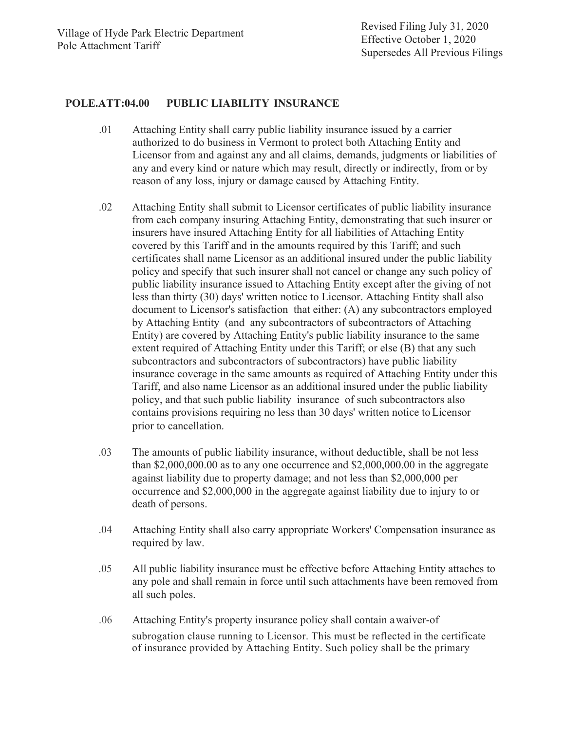## POLE.ATT:04.00 PUBLIC LIABILITY INSURANCE

.01 Attaching Entity shall carry public liability insurance issued by a carrier authorized to do business in Vermont to protect both Attaching Entity and Licensor from and against any and all claims, demands, judgments or liabilities of any and every kind or nature which may result, directly or indirectly, from or by reason of any loss, injury or damage caused by Attaching Entity.

.02 Attaching Entity shall submit to Licensor certificates of public liability insurance from each company insuring Attaching Entity, demonstrating that such insurer or insurers have insured Attaching Entity for all liabilities of Attaching Entity covered by this Tariff and in the amounts required by this Tariff; and such certificates shall name Licensor as an additional insured under the public liability policy and specify that such insurer shall not cancel or change any such policy of public liability insurance issued to Attaching Entity except after the giving of not less than thirty (30) days' written notice to Licensor. Attaching Entity shall also document to Licensor's satisfaction that either: (A) any subcontractors employed by Attaching Entity (and any subcontractors of subcontractors of Attaching Entity) are covered by Attaching Entity's public liability insurance to the same extent required of Attaching Entity under this Tariff; or else (B) that any such subcontractors and subcontractors of subcontractors) have public liability insurance coverage in the same amounts as required of Attaching Entity under this Tariff, and also name Licensor as an additional insured under the public liability policy, and that such public liability insurance of such subcontractors also contains provisions requiring no less than 30 days' written notice to Licensor prior to cancellation.

.03 The amounts of public liability insurance, without deductible, shall be not less than $2,000,000.00 as to any one occurrence and $2,000,000.00 in the aggregate against liability due to property damage; and not less than $2,000,000 per occurrence and $2,000,000 in the aggregate against liability due to injury to or death of persons.

.04 Attaching Entity shall also carry appropriate Workers' Compensation insurance as required by law.

.05 All public liability insurance must be effective before Attaching Entity attaches to any pole and shall remain in force until such attachments have been removed from all such poles.

.06 Attaching Entity's property insurance policy shall contain a waiver-of subrogation clause running to Licensor. This must be reflected in the certificate of insurance provided by Attaching Entity. Such policy shall be the primary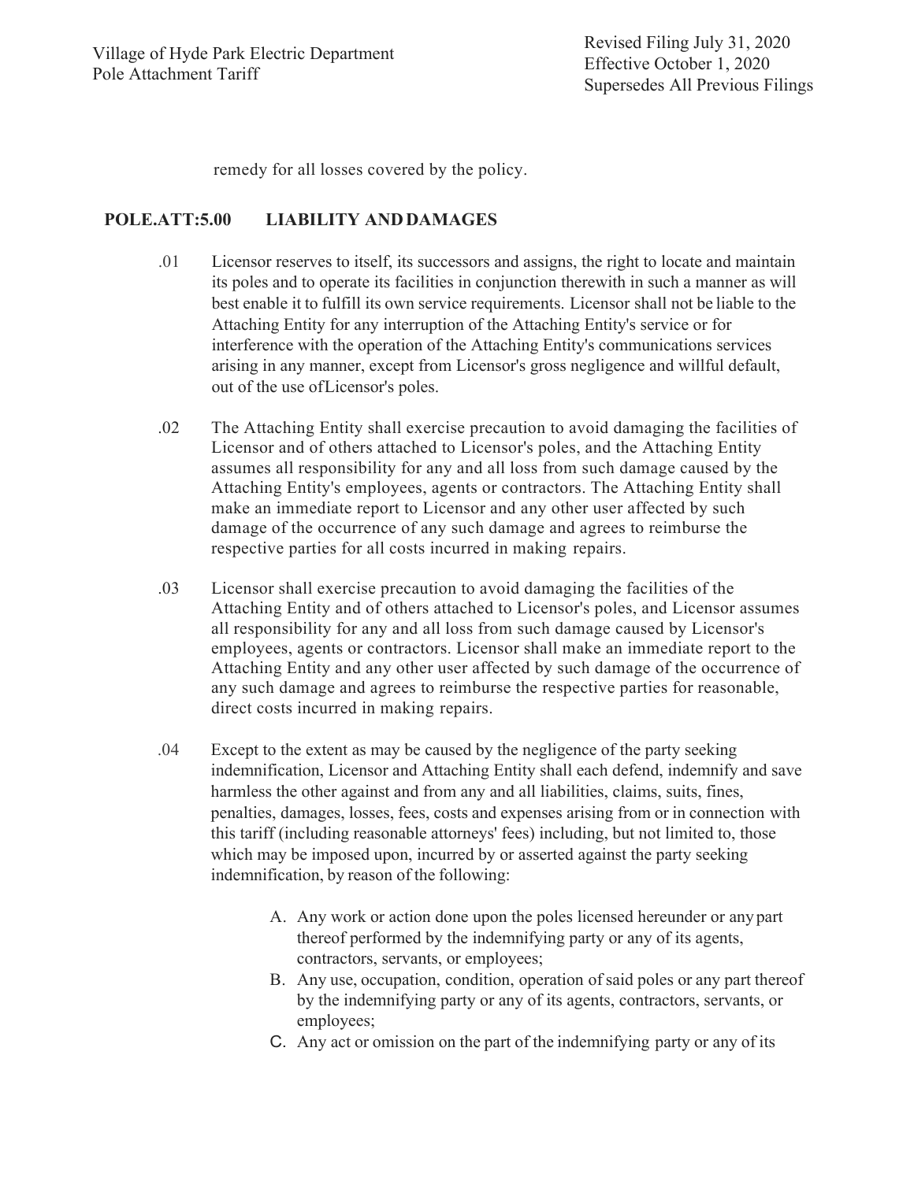remedy for all losses covered by the policy.

## POLE.ATT:5.00 LIABILITY AND DAMAGES

.01 Licensor reserves to itself, its successors and assigns, the right to locate and maintain its poles and to operate its facilities in conjunction therewith in such a manner as will best enable it to fulfill its own service requirements. Licensor shall not be liable to the Attaching Entity for any interruption of the Attaching Entity's service or for interference with the operation of the Attaching Entity's communications services arising in any manner, except from Licensor's gross negligence and willful default, out of the use ofLicensor's poles.

.02 The Attaching Entity shall exercise precaution to avoid damaging the facilities of Licensor and of others attached to Licensor's poles, and the Attaching Entity assumes all responsibility for any and all loss from such damage caused by the Attaching Entity's employees, agents or contractors. The Attaching Entity shall make an immediate report to Licensor and any other user affected by such damage of the occurrence of any such damage and agrees to reimburse the respective parties for all costs incurred in making repairs.

.03 Licensor shall exercise precaution to avoid damaging the facilities of the Attaching Entity and of others attached to Licensor's poles, and Licensor assumes all responsibility for any and all loss from such damage caused by Licensor's employees, agents or contractors. Licensor shall make an immediate report to the Attaching Entity and any other user affected by such damage of the occurrence of any such damage and agrees to reimburse the respective parties for reasonable, direct costs incurred in making repairs.

.04 Except to the extent as may be caused by the negligence of the party seeking indemnification, Licensor and Attaching Entity shall each defend, indemnify and save harmless the other against and from any and all liabilities, claims, suits, fines, penalties, damages, losses, fees, costs and expenses arising from or in connection with this tariff (including reasonable attorneys' fees) including, but not limited to, those which may be imposed upon, incurred by or asserted against the party seeking indemnification, by reason of the following:

A. Any work or action done upon the poles licensed hereunder or any part thereof performed by the indemnifying party or any of its agents, contractors, servants, or employees;
B. Any use, occupation, condition, operation of said poles or any part thereof by the indemnifying party or any of its agents, contractors, servants, or employees;
C. Any act or omission on the part of the indemnifying party or any of its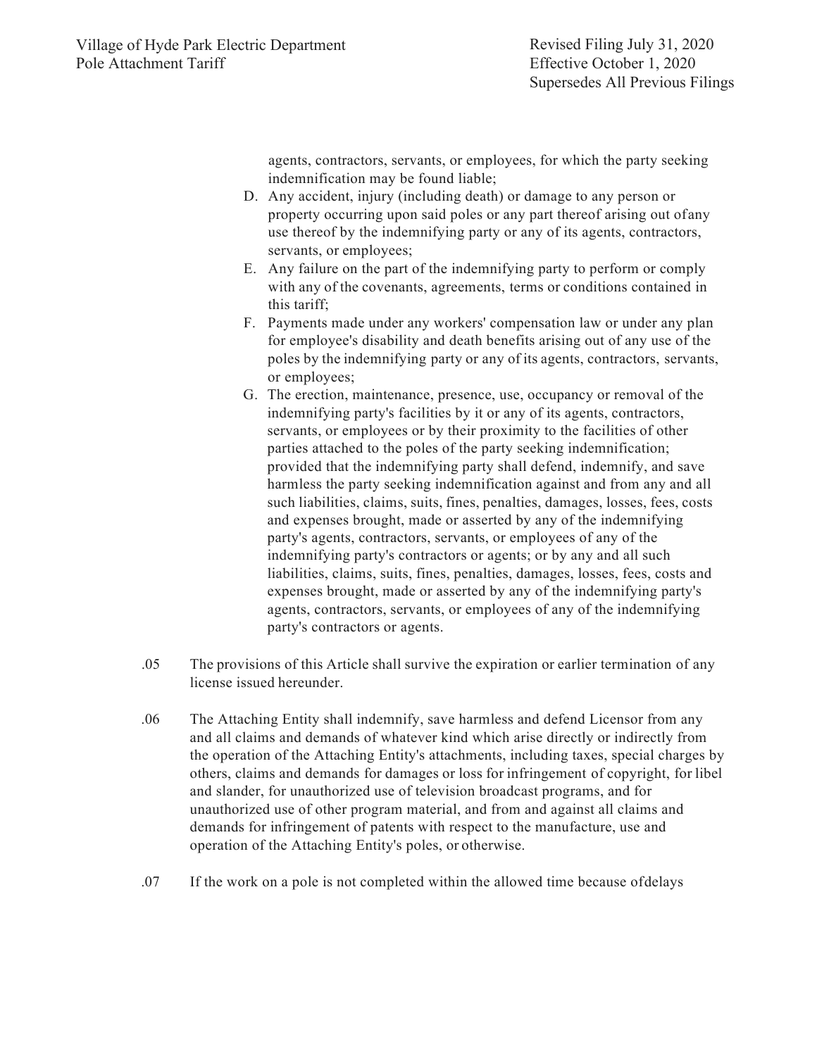agents, contractors, servants, or employees, for which the party seeking indemnification may be found liable;

D. Any accident, injury (including death) or damage to any person or property occurring upon said poles or any part thereof arising out ofany use thereof by the indemnifying party or any of its agents, contractors, servants, or employees;

E. Any failure on the part of the indemnifying party to perform or comply with any of the covenants, agreements, terms or conditions contained in this tariff;

F. Payments made under any workers' compensation law or under any plan for employee's disability and death benefits arising out of any use of the poles by the indemnifying party or any of its agents, contractors, servants, or employees;

G. The erection, maintenance, presence, use, occupancy or removal of the indemnifying party's facilities by it or any of its agents, contractors, servants, or employees or by their proximity to the facilities of other parties attached to the poles of the party seeking indemnification; provided that the indemnifying party shall defend, indemnify, and save harmless the party seeking indemnification against and from any and all such liabilities, claims, suits, fines, penalties, damages, losses, fees, costs and expenses brought, made or asserted by any of the indemnifying party's agents, contractors, servants, or employees of any of the indemnifying party's contractors or agents; or by any and all such liabilities, claims, suits, fines, penalties, damages, losses, fees, costs and expenses brought, made or asserted by any of the indemnifying party's agents, contractors, servants, or employees of any of the indemnifying party's contractors or agents.

.05 The provisions of this Article shall survive the expiration or earlier termination of any license issued hereunder.

.06 The Attaching Entity shall indemnify, save harmless and defend Licensor from any and all claims and demands of whatever kind which arise directly or indirectly from the operation of the Attaching Entity's attachments, including taxes, special charges by others, claims and demands for damages or loss for infringement of copyright, for libel and slander, for unauthorized use of television broadcast programs, and for unauthorized use of other program material, and from and against all claims and demands for infringement of patents with respect to the manufacture, use and operation of the Attaching Entity's poles, or otherwise.

.07 If the work on a pole is not completed within the allowed time because ofdelays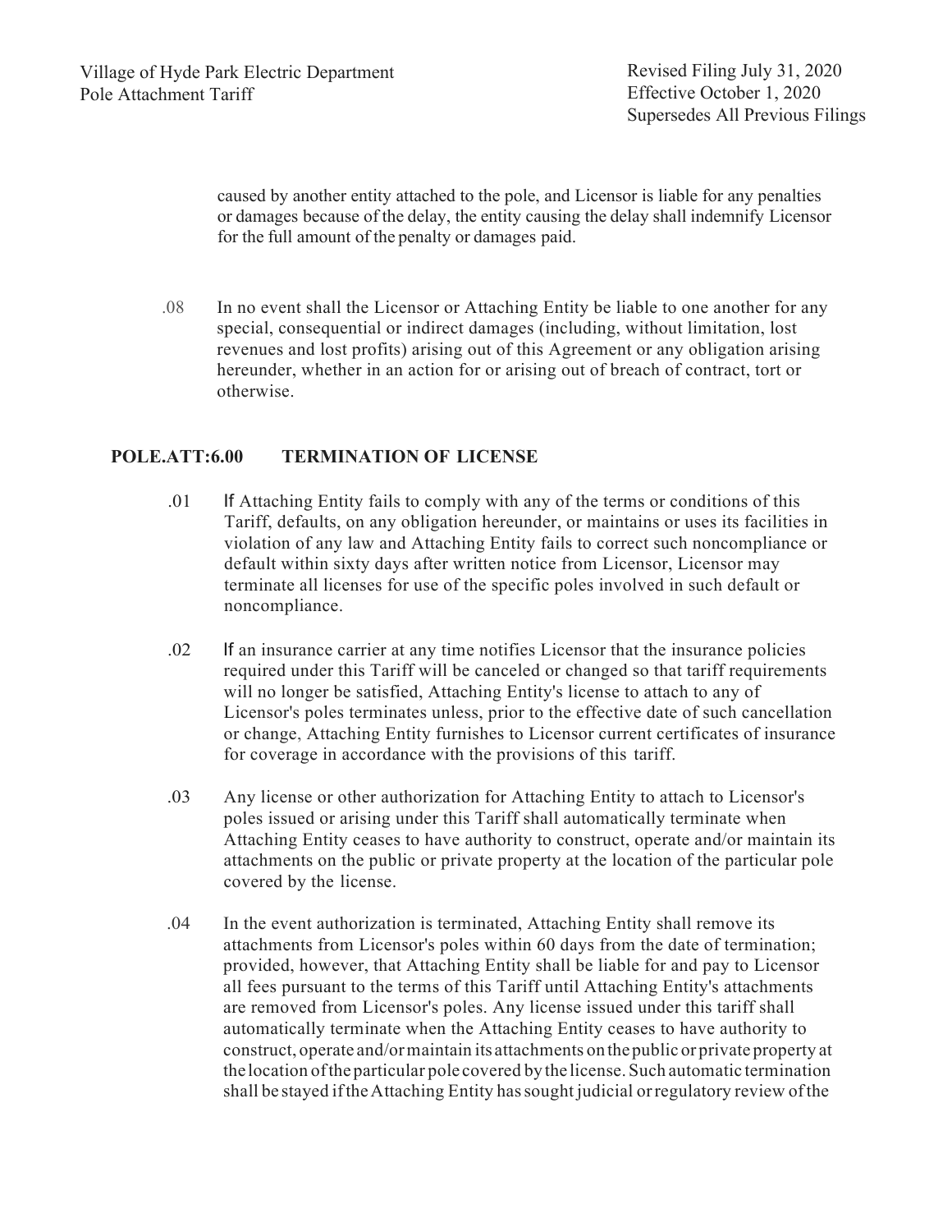caused by another entity attached to the pole, and Licensor is liable for any penalties or damages because of the delay, the entity causing the delay shall indemnify Licensor for the full amount of the penalty or damages paid.

.08 In no event shall the Licensor or Attaching Entity be liable to one another for any special, consequential or indirect damages (including, without limitation, lost revenues and lost profits) arising out of this Agreement or any obligation arising hereunder, whether in an action for or arising out of breach of contract, tort or otherwise.

## POLE.ATT:6.00 TERMINATION OF LICENSE

.01 If Attaching Entity fails to comply with any of the terms or conditions of this Tariff, defaults, on any obligation hereunder, or maintains or uses its facilities in violation of any law and Attaching Entity fails to correct such noncompliance or default within sixty days after written notice from Licensor, Licensor may terminate all licenses for use of the specific poles involved in such default or noncompliance.

.02 If an insurance carrier at any time notifies Licensor that the insurance policies required under this Tariff will be canceled or changed so that tariff requirements will no longer be satisfied, Attaching Entity's license to attach to any of Licensor's poles terminates unless, prior to the effective date of such cancellation or change, Attaching Entity furnishes to Licensor current certificates of insurance for coverage in accordance with the provisions of this tariff.

.03 Any license or other authorization for Attaching Entity to attach to Licensor's poles issued or arising under this Tariff shall automatically terminate when Attaching Entity ceases to have authority to construct, operate and/or maintain its attachments on the public or private property at the location of the particular pole covered by the license.

.04 In the event authorization is terminated, Attaching Entity shall remove its attachments from Licensor's poles within 60 days from the date of termination; provided, however, that Attaching Entity shall be liable for and pay to Licensor all fees pursuant to the terms of this Tariff until Attaching Entity's attachments are removed from Licensor's poles. Any license issued under this tariff shall automatically terminate when the Attaching Entity ceases to have authority to construct, operate and/or maintain its attachments on the public or private property at the location of the particular pole covered by the license. Such automatic termination shall be stayed if the Attaching Entity has sought judicial or regulatory review of the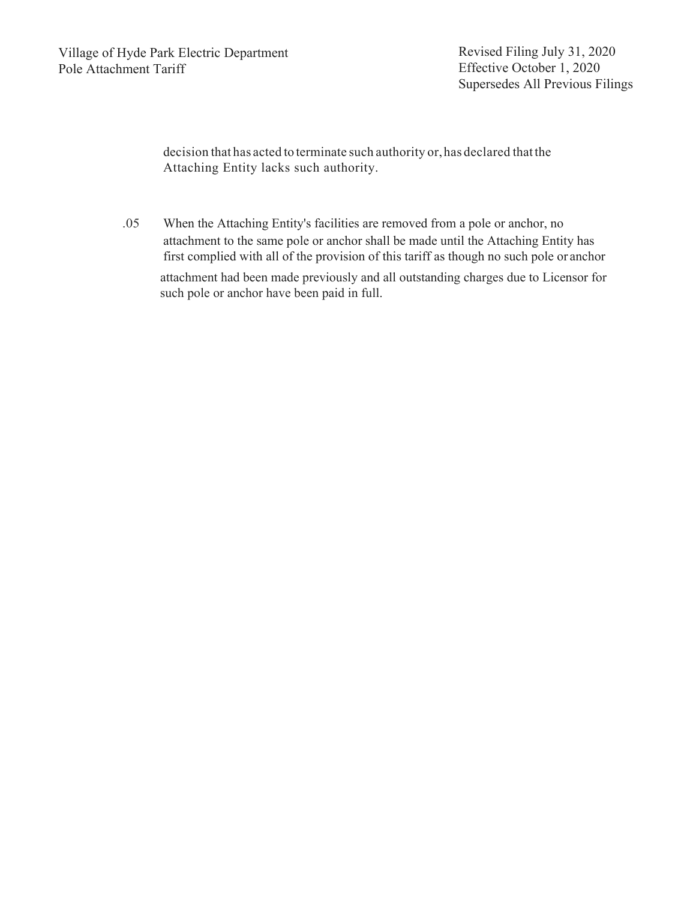decision that has acted to terminate such authority or, has declared that the Attaching Entity lacks such authority.

.05 When the Attaching Entity's facilities are removed from a pole or anchor, no attachment to the same pole or anchor shall be made until the Attaching Entity has first complied with all of the provision of this tariff as though no such pole or anchor attachment had been made previously and all outstanding charges due to Licensor for such pole or anchor have been paid in full.